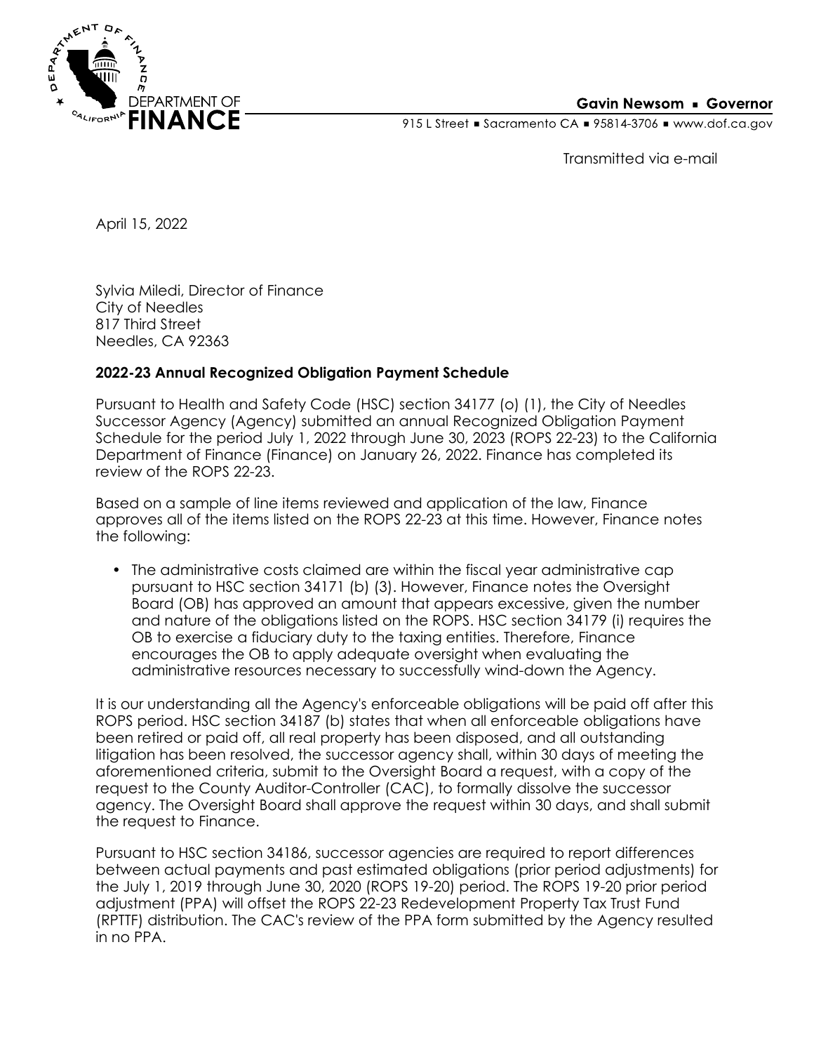DEPARTMENT OF FINANCE

**Gavin Newsom ■ Governor**

915 L Street ■ Sacramento CA ■ 95814-3706 ■ www.dof.ca.gov

Transmitted via e-mail

April 15, 2022

Sylvia Miledi, Director of Finance
City of Needles
817 Third Street
Needles, CA 92363

**2022-23 Annual Recognized Obligation Payment Schedule**

Pursuant to Health and Safety Code (HSC) section 34177 (o) (1), the City of Needles Successor Agency (Agency) submitted an annual Recognized Obligation Payment Schedule for the period July 1, 2022 through June 30, 2023 (ROPS 22-23) to the California Department of Finance (Finance) on January 26, 2022. Finance has completed its review of the ROPS 22-23.

Based on a sample of line items reviewed and application of the law, Finance approves all of the items listed on the ROPS 22-23 at this time. However, Finance notes the following:

- The administrative costs claimed are within the fiscal year administrative cap pursuant to HSC section 34171 (b) (3). However, Finance notes the Oversight Board (OB) has approved an amount that appears excessive, given the number and nature of the obligations listed on the ROPS. HSC section 34179 (i) requires the OB to exercise a fiduciary duty to the taxing entities. Therefore, Finance encourages the OB to apply adequate oversight when evaluating the administrative resources necessary to successfully wind-down the Agency.

It is our understanding all the Agency's enforceable obligations will be paid off after this ROPS period. HSC section 34187 (b) states that when all enforceable obligations have been retired or paid off, all real property has been disposed, and all outstanding litigation has been resolved, the successor agency shall, within 30 days of meeting the aforementioned criteria, submit to the Oversight Board a request, with a copy of the request to the County Auditor-Controller (CAC), to formally dissolve the successor agency. The Oversight Board shall approve the request within 30 days, and shall submit the request to Finance.

Pursuant to HSC section 34186, successor agencies are required to report differences between actual payments and past estimated obligations (prior period adjustments) for the July 1, 2019 through June 30, 2020 (ROPS 19-20) period. The ROPS 19-20 prior period adjustment (PPA) will offset the ROPS 22-23 Redevelopment Property Tax Trust Fund (RPTTF) distribution. The CAC's review of the PPA form submitted by the Agency resulted in no PPA.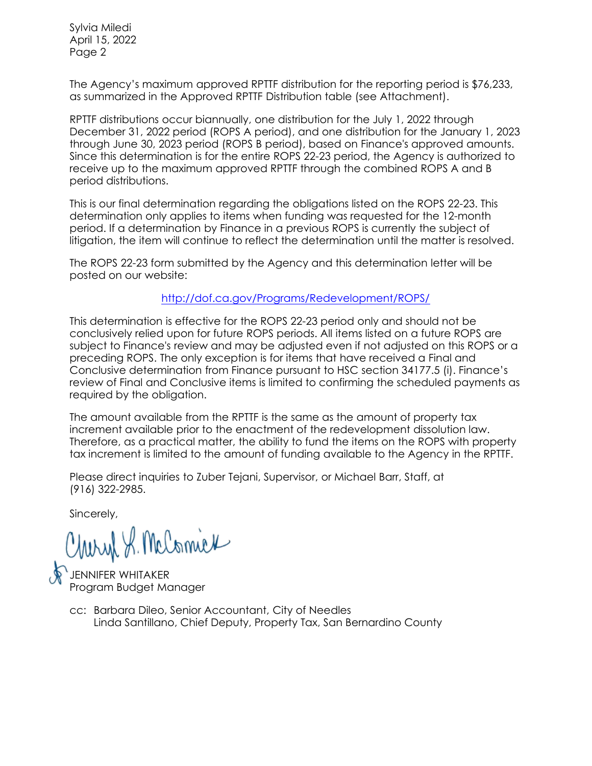Sylvia Miledi
April 15, 2022
Page 2

The Agency's maximum approved RPTTF distribution for the reporting period is $76,233, as summarized in the Approved RPTTF Distribution table (see Attachment).

RPTTF distributions occur biannually, one distribution for the July 1, 2022 through December 31, 2022 period (ROPS A period), and one distribution for the January 1, 2023 through June 30, 2023 period (ROPS B period), based on Finance's approved amounts. Since this determination is for the entire ROPS 22-23 period, the Agency is authorized to receive up to the maximum approved RPTTF through the combined ROPS A and B period distributions.

This is our final determination regarding the obligations listed on the ROPS 22-23. This determination only applies to items when funding was requested for the 12-month period. If a determination by Finance in a previous ROPS is currently the subject of litigation, the item will continue to reflect the determination until the matter is resolved.

The ROPS 22-23 form submitted by the Agency and this determination letter will be posted on our website:

http://dof.ca.gov/Programs/Redevelopment/ROPS/

This determination is effective for the ROPS 22-23 period only and should not be conclusively relied upon for future ROPS periods. All items listed on a future ROPS are subject to Finance's review and may be adjusted even if not adjusted on this ROPS or a preceding ROPS. The only exception is for items that have received a Final and Conclusive determination from Finance pursuant to HSC section 34177.5 (i). Finance's review of Final and Conclusive items is limited to confirming the scheduled payments as required by the obligation.

The amount available from the RPTTF is the same as the amount of property tax increment available prior to the enactment of the redevelopment dissolution law. Therefore, as a practical matter, the ability to fund the items on the ROPS with property tax increment is limited to the amount of funding available to the Agency in the RPTTF.

Please direct inquiries to Zuber Tejani, Supervisor, or Michael Barr, Staff, at (916) 322-2985.

Sincerely,

Cheryl L. McCormick

JENNIFER WHITAKER
Program Budget Manager

cc: Barbara Dileo, Senior Accountant, City of Needles
Linda Santillano, Chief Deputy, Property Tax, San Bernardino County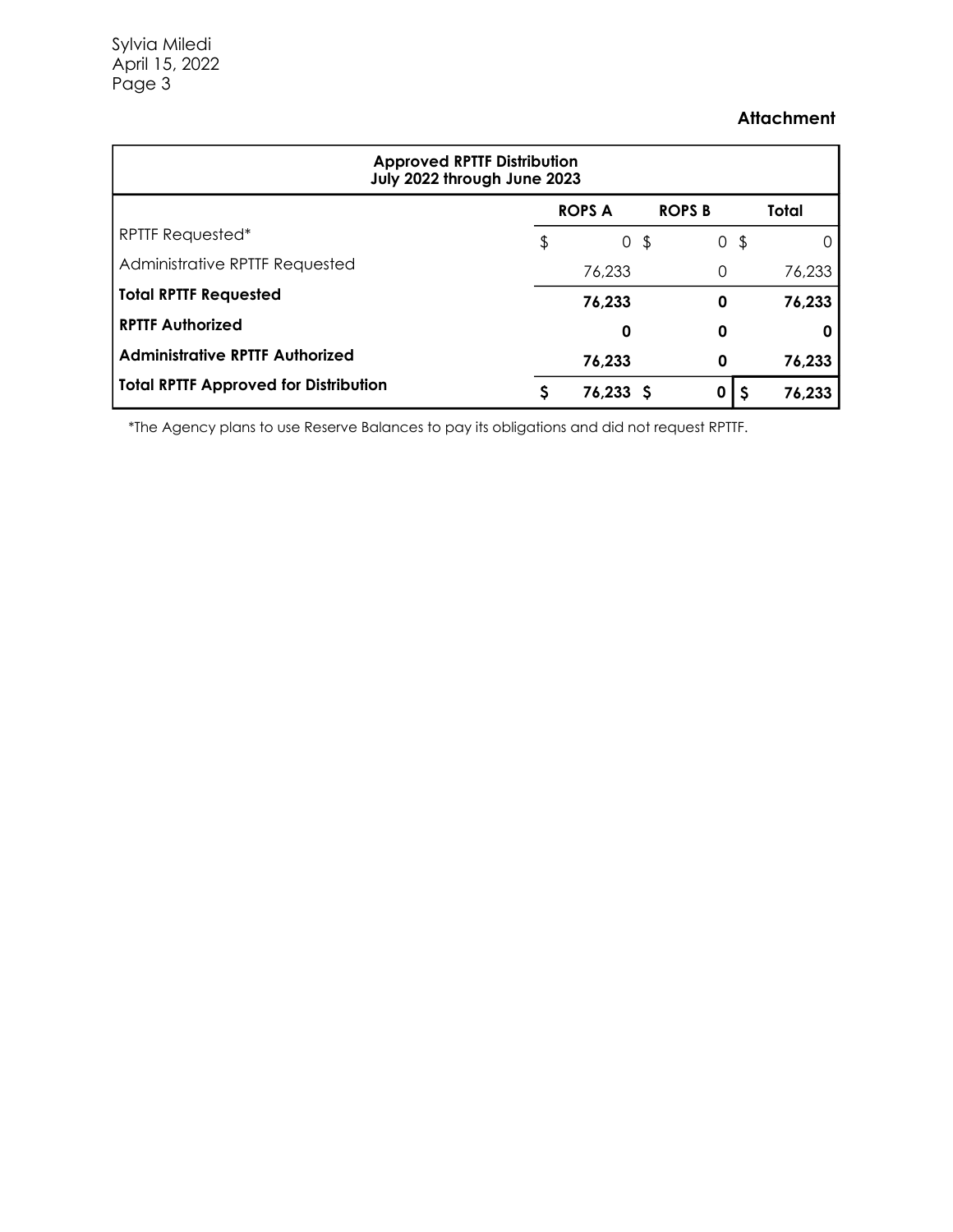**Attachment**

| Approved RPTTF Distribution July 2022 through June 2023 | | | |
|---|---|---|---|
| | **ROPS A** | **ROPS B** | **Total** |
| RPTTF Requested* | $ 0 | $ 0 | $ 0 |
| Administrative RPTTF Requested | 76,233 | 0 | 76,233 |
| **Total RPTTF Requested** | **76,233** | **0** | **76,233** |
| **RPTTF Authorized** | **0** | **0** | **0** |
| **Administrative RPTTF Authorized** | **76,233** | **0** | **76,233** |
| **Total RPTTF Approved for Distribution** | **$ 76,233** | **$ 0** | **$ 76,233** |

*The Agency plans to use Reserve Balances to pay its obligations and did not request RPTTF.